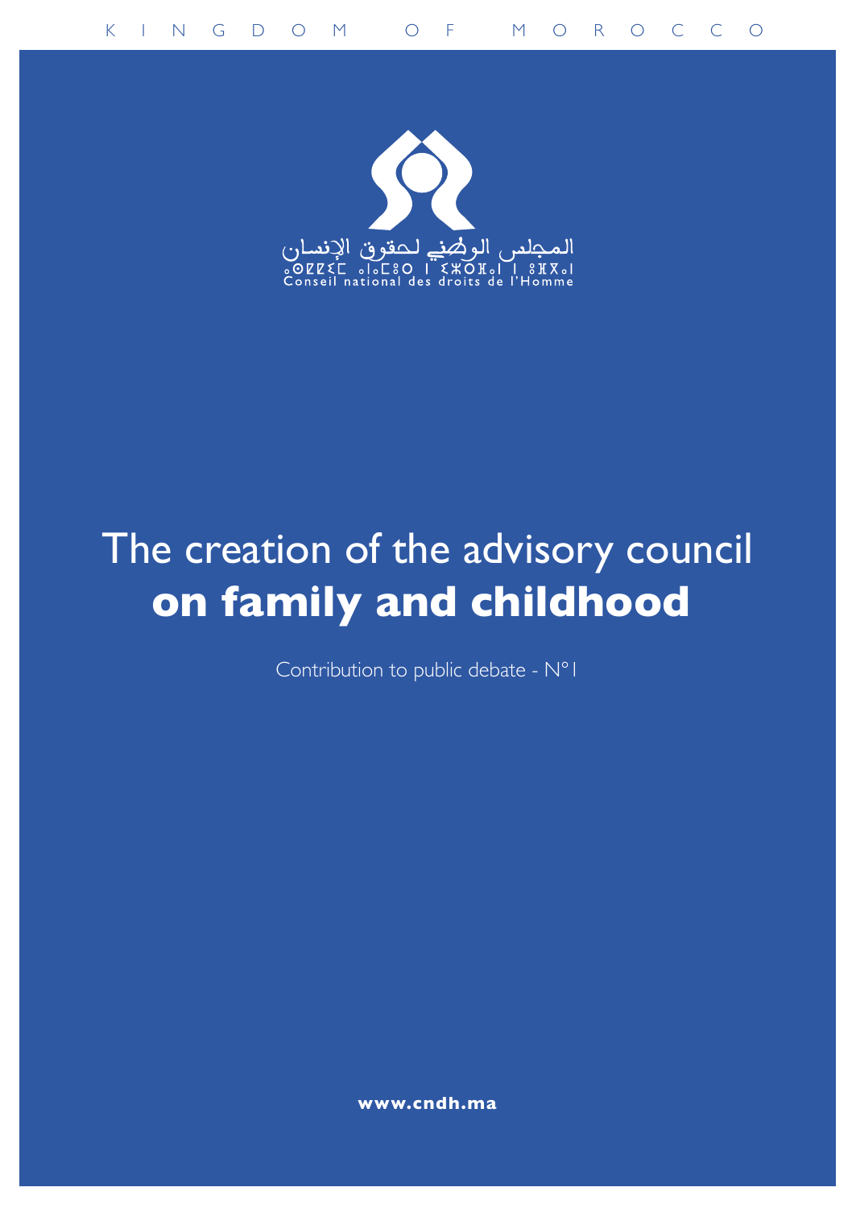KINGDOM OF MOROCCO

المجلس الوطني لحقوق الإنسان

Conseil national des droits de l'Homme

# The creation of the advisory council **on family and childhood**

Contribution to public debate - N°1

**www.cndh.ma**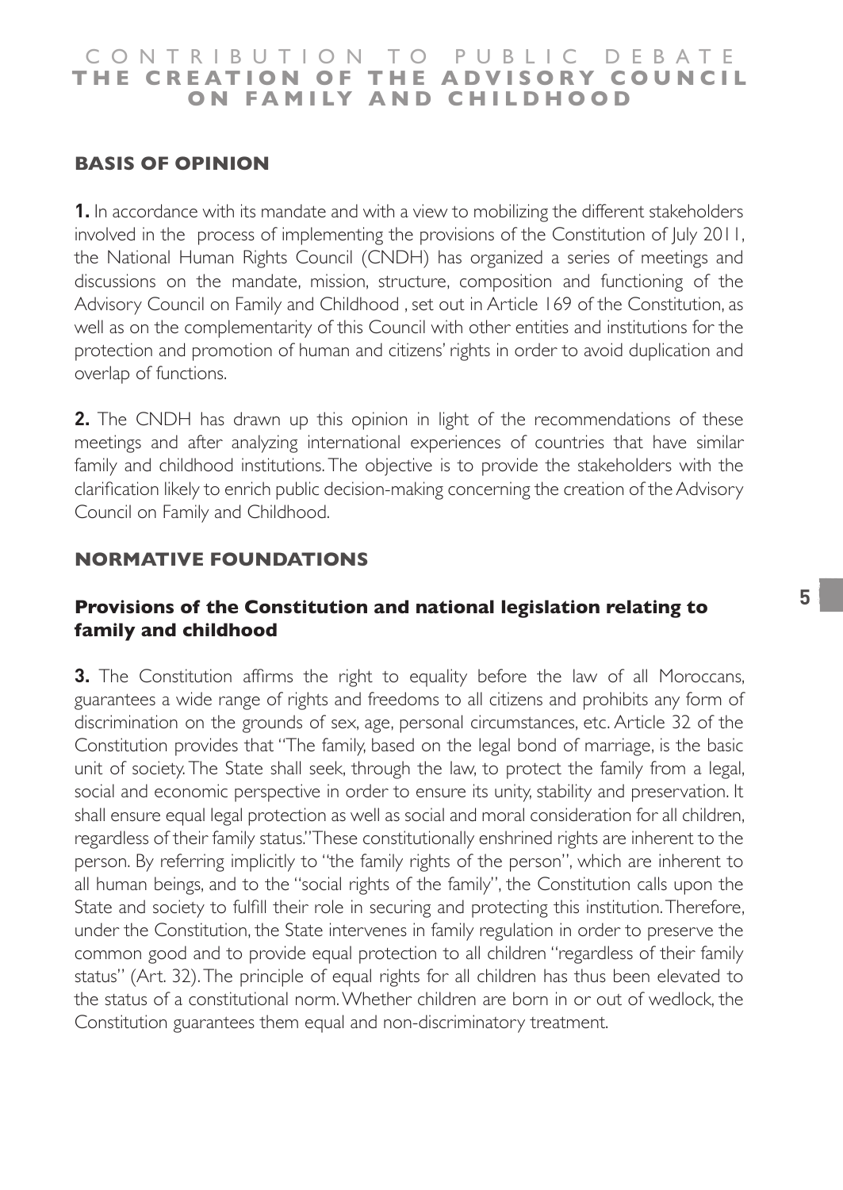## BASIS OF OPINION

**1.** In accordance with its mandate and with a view to mobilizing the different stakeholders involved in the process of implementing the provisions of the Constitution of July 2011, the National Human Rights Council (CNDH) has organized a series of meetings and discussions on the mandate, mission, structure, composition and functioning of the Advisory Council on Family and Childhood , set out in Article 169 of the Constitution, as well as on the complementarity of this Council with other entities and institutions for the protection and promotion of human and citizens' rights in order to avoid duplication and overlap of functions.

**2.** The CNDH has drawn up this opinion in light of the recommendations of these meetings and after analyzing international experiences of countries that have similar family and childhood institutions. The objective is to provide the stakeholders with the clarification likely to enrich public decision-making concerning the creation of the Advisory Council on Family and Childhood.

## NORMATIVE FOUNDATIONS

### Provisions of the Constitution and national legislation relating to family and childhood

**3.** The Constitution affirms the right to equality before the law of all Moroccans, guarantees a wide range of rights and freedoms to all citizens and prohibits any form of discrimination on the grounds of sex, age, personal circumstances, etc. Article 32 of the Constitution provides that "The family, based on the legal bond of marriage, is the basic unit of society. The State shall seek, through the law, to protect the family from a legal, social and economic perspective in order to ensure its unity, stability and preservation. It shall ensure equal legal protection as well as social and moral consideration for all children, regardless of their family status." These constitutionally enshrined rights are inherent to the person. By referring implicitly to "the family rights of the person", which are inherent to all human beings, and to the "social rights of the family", the Constitution calls upon the State and society to fulfill their role in securing and protecting this institution. Therefore, under the Constitution, the State intervenes in family regulation in order to preserve the common good and to provide equal protection to all children "regardless of their family status" (Art. 32). The principle of equal rights for all children has thus been elevated to the status of a constitutional norm. Whether children are born in or out of wedlock, the Constitution guarantees them equal and non-discriminatory treatment.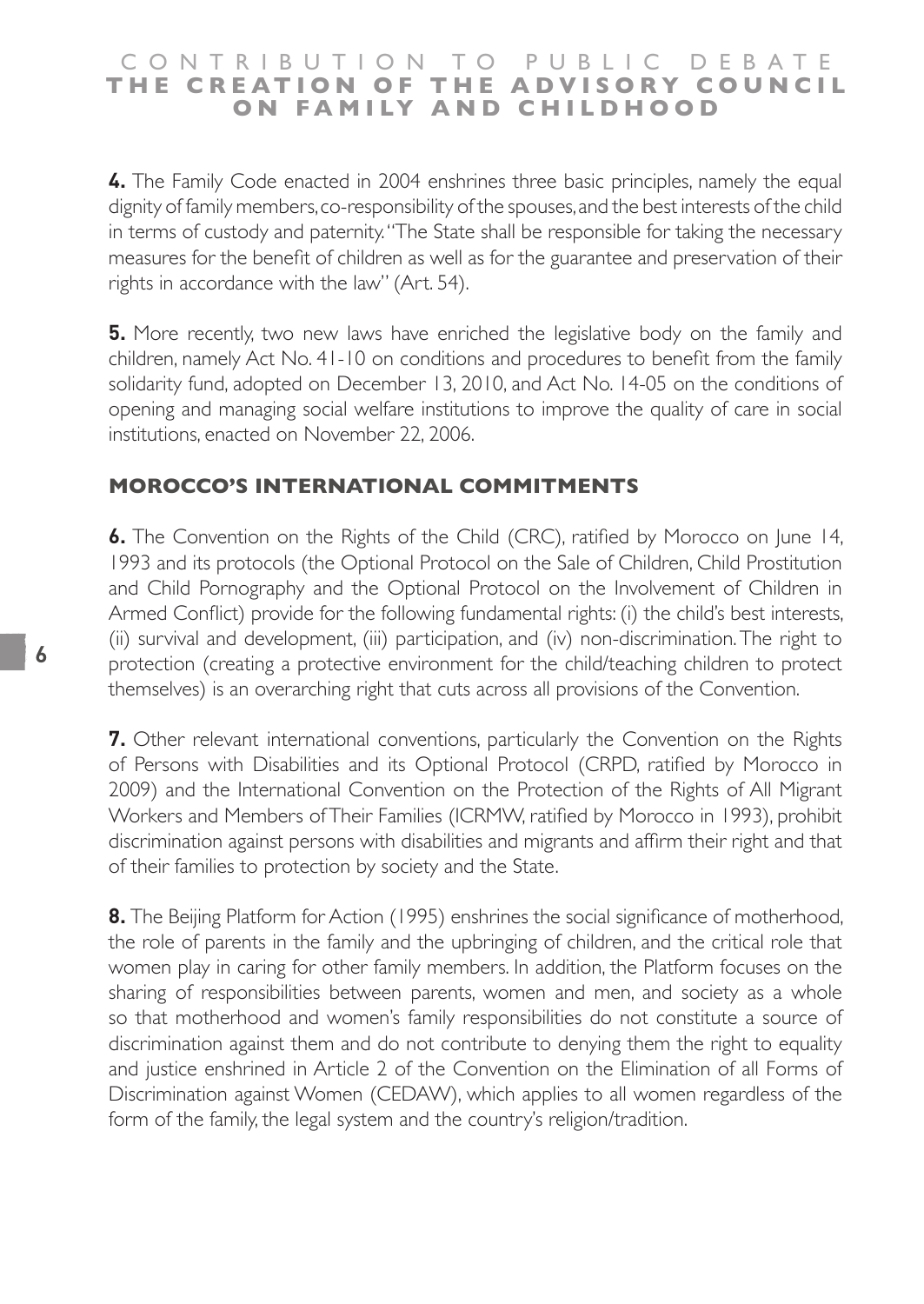**4.** The Family Code enacted in 2004 enshrines three basic principles, namely the equal dignity of family members, co-responsibility of the spouses, and the best interests of the child in terms of custody and paternity. "The State shall be responsible for taking the necessary measures for the benefit of children as well as for the guarantee and preservation of their rights in accordance with the law" (Art. 54).

**5.** More recently, two new laws have enriched the legislative body on the family and children, namely Act No. 41-10 on conditions and procedures to benefit from the family solidarity fund, adopted on December 13, 2010, and Act No. 14-05 on the conditions of opening and managing social welfare institutions to improve the quality of care in social institutions, enacted on November 22, 2006.

## MOROCCO'S INTERNATIONAL COMMITMENTS

**6.** The Convention on the Rights of the Child (CRC), ratified by Morocco on June 14, 1993 and its protocols (the Optional Protocol on the Sale of Children, Child Prostitution and Child Pornography and the Optional Protocol on the Involvement of Children in Armed Conflict) provide for the following fundamental rights: (i) the child's best interests, (ii) survival and development, (iii) participation, and (iv) non-discrimination. The right to protection (creating a protective environment for the child/teaching children to protect themselves) is an overarching right that cuts across all provisions of the Convention.

**7.** Other relevant international conventions, particularly the Convention on the Rights of Persons with Disabilities and its Optional Protocol (CRPD, ratified by Morocco in 2009) and the International Convention on the Protection of the Rights of All Migrant Workers and Members of Their Families (ICRMW, ratified by Morocco in 1993), prohibit discrimination against persons with disabilities and migrants and affirm their right and that of their families to protection by society and the State.

**8.** The Beijing Platform for Action (1995) enshrines the social significance of motherhood, the role of parents in the family and the upbringing of children, and the critical role that women play in caring for other family members. In addition, the Platform focuses on the sharing of responsibilities between parents, women and men, and society as a whole so that motherhood and women's family responsibilities do not constitute a source of discrimination against them and do not contribute to denying them the right to equality and justice enshrined in Article 2 of the Convention on the Elimination of all Forms of Discrimination against Women (CEDAW), which applies to all women regardless of the form of the family, the legal system and the country's religion/tradition.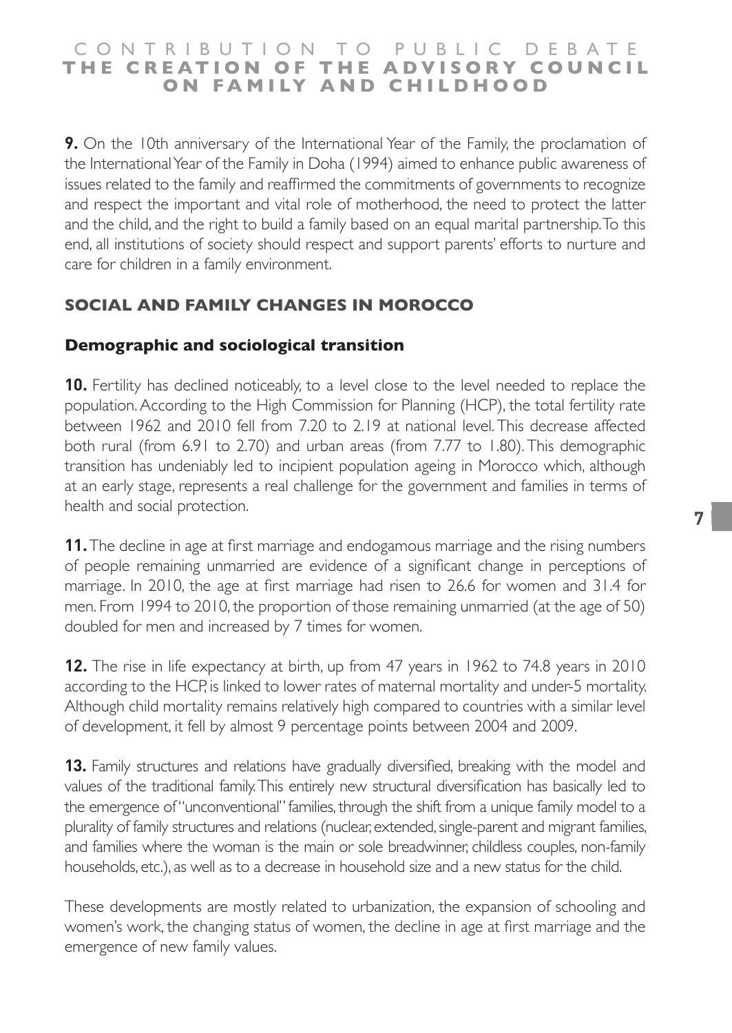**9.** On the 10th anniversary of the International Year of the Family, the proclamation of the International Year of the Family in Doha (1994) aimed to enhance public awareness of issues related to the family and reaffirmed the commitments of governments to recognize and respect the important and vital role of motherhood, the need to protect the latter and the child, and the right to build a family based on an equal marital partnership. To this end, all institutions of society should respect and support parents' efforts to nurture and care for children in a family environment.

## SOCIAL AND FAMILY CHANGES IN MOROCCO

### Demographic and sociological transition

**10.** Fertility has declined noticeably, to a level close to the level needed to replace the population. According to the High Commission for Planning (HCP), the total fertility rate between 1962 and 2010 fell from 7.20 to 2.19 at national level. This decrease affected both rural (from 6.91 to 2.70) and urban areas (from 7.77 to 1.80). This demographic transition has undeniably led to incipient population ageing in Morocco which, although at an early stage, represents a real challenge for the government and families in terms of health and social protection.

**11.** The decline in age at first marriage and endogamous marriage and the rising numbers of people remaining unmarried are evidence of a significant change in perceptions of marriage. In 2010, the age at first marriage had risen to 26.6 for women and 31.4 for men. From 1994 to 2010, the proportion of those remaining unmarried (at the age of 50) doubled for men and increased by 7 times for women.

**12.** The rise in life expectancy at birth, up from 47 years in 1962 to 74.8 years in 2010 according to the HCP, is linked to lower rates of maternal mortality and under-5 mortality. Although child mortality remains relatively high compared to countries with a similar level of development, it fell by almost 9 percentage points between 2004 and 2009.

**13.** Family structures and relations have gradually diversified, breaking with the model and values of the traditional family. This entirely new structural diversification has basically led to the emergence of "unconventional" families, through the shift from a unique family model to a plurality of family structures and relations (nuclear, extended, single-parent and migrant families, and families where the woman is the main or sole breadwinner, childless couples, non-family households, etc.), as well as to a decrease in household size and a new status for the child.

These developments are mostly related to urbanization, the expansion of schooling and women's work, the changing status of women, the decline in age at first marriage and the emergence of new family values.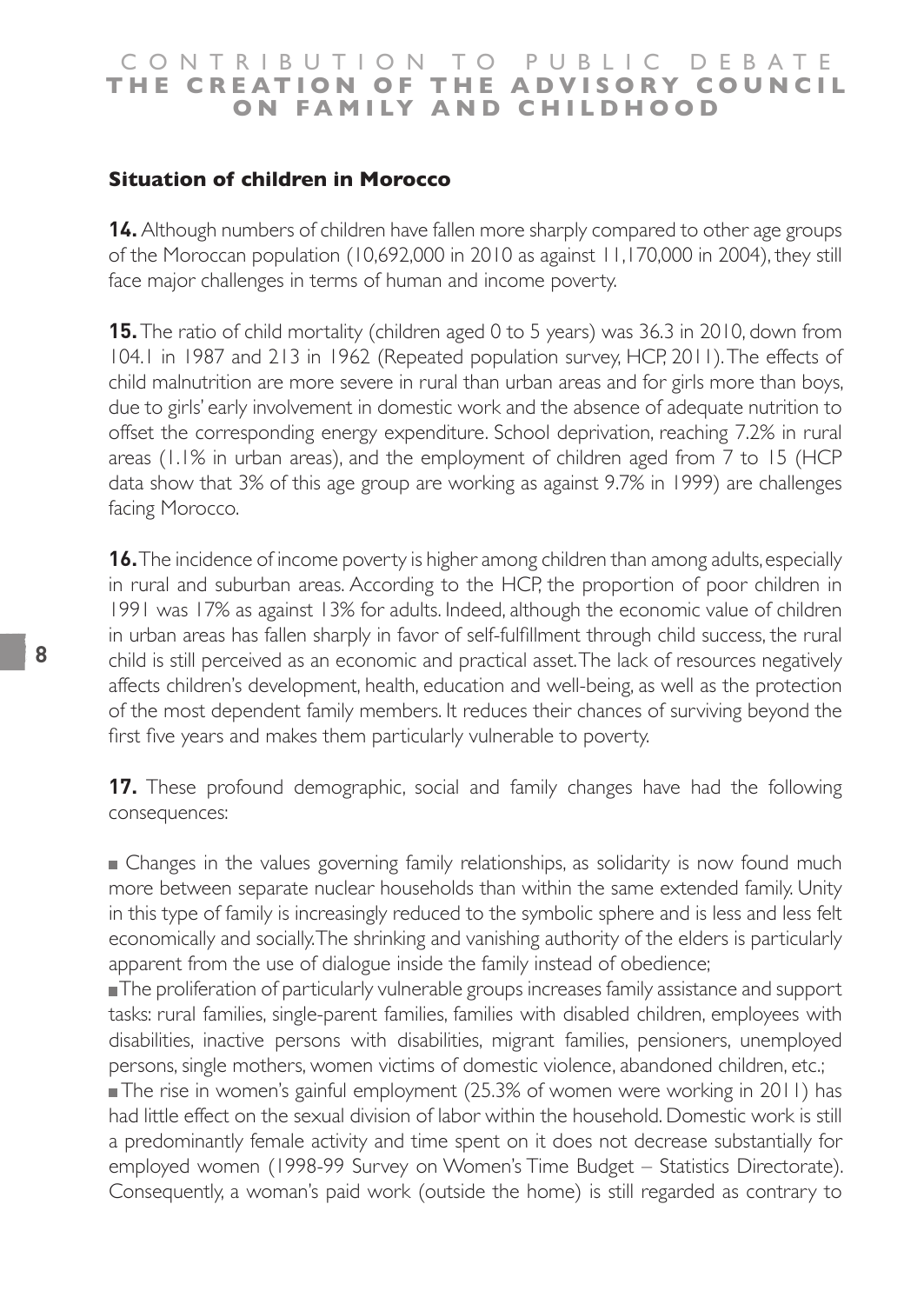### Situation of children in Morocco

**14.** Although numbers of children have fallen more sharply compared to other age groups of the Moroccan population (10,692,000 in 2010 as against 11,170,000 in 2004), they still face major challenges in terms of human and income poverty.

**15.** The ratio of child mortality (children aged 0 to 5 years) was 36.3 in 2010, down from 104.1 in 1987 and 213 in 1962 (Repeated population survey, HCP, 2011). The effects of child malnutrition are more severe in rural than urban areas and for girls more than boys, due to girls' early involvement in domestic work and the absence of adequate nutrition to offset the corresponding energy expenditure. School deprivation, reaching 7.2% in rural areas (1.1% in urban areas), and the employment of children aged from 7 to 15 (HCP data show that 3% of this age group are working as against 9.7% in 1999) are challenges facing Morocco.

**16.** The incidence of income poverty is higher among children than among adults, especially in rural and suburban areas. According to the HCP, the proportion of poor children in 1991 was 17% as against 13% for adults. Indeed, although the economic value of children in urban areas has fallen sharply in favor of self-fulfillment through child success, the rural child is still perceived as an economic and practical asset. The lack of resources negatively affects children's development, health, education and well-being, as well as the protection of the most dependent family members. It reduces their chances of surviving beyond the first five years and makes them particularly vulnerable to poverty.

**17.** These profound demographic, social and family changes have had the following consequences:

- Changes in the values governing family relationships, as solidarity is now found much more between separate nuclear households than within the same extended family. Unity in this type of family is increasingly reduced to the symbolic sphere and is less and less felt economically and socially. The shrinking and vanishing authority of the elders is particularly apparent from the use of dialogue inside the family instead of obedience;
- The proliferation of particularly vulnerable groups increases family assistance and support tasks: rural families, single-parent families, families with disabled children, employees with disabilities, inactive persons with disabilities, migrant families, pensioners, unemployed persons, single mothers, women victims of domestic violence, abandoned children, etc.;
- The rise in women's gainful employment (25.3% of women were working in 2011) has had little effect on the sexual division of labor within the household. Domestic work is still a predominantly female activity and time spent on it does not decrease substantially for employed women (1998-99 Survey on Women's Time Budget – Statistics Directorate). Consequently, a woman's paid work (outside the home) is still regarded as contrary to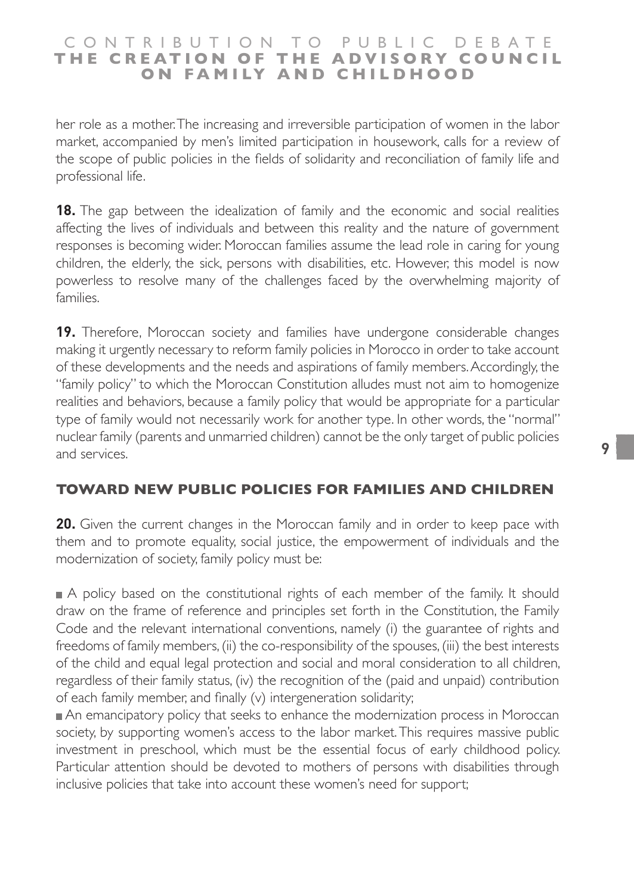her role as a mother. The increasing and irreversible participation of women in the labor market, accompanied by men's limited participation in housework, calls for a review of the scope of public policies in the fields of solidarity and reconciliation of family life and professional life.

**18.** The gap between the idealization of family and the economic and social realities affecting the lives of individuals and between this reality and the nature of government responses is becoming wider. Moroccan families assume the lead role in caring for young children, the elderly, the sick, persons with disabilities, etc. However, this model is now powerless to resolve many of the challenges faced by the overwhelming majority of families.

**19.** Therefore, Moroccan society and families have undergone considerable changes making it urgently necessary to reform family policies in Morocco in order to take account of these developments and the needs and aspirations of family members. Accordingly, the "family policy" to which the Moroccan Constitution alludes must not aim to homogenize realities and behaviors, because a family policy that would be appropriate for a particular type of family would not necessarily work for another type. In other words, the "normal" nuclear family (parents and unmarried children) cannot be the only target of public policies and services.

## TOWARD NEW PUBLIC POLICIES FOR FAMILIES AND CHILDREN

**20.** Given the current changes in the Moroccan family and in order to keep pace with them and to promote equality, social justice, the empowerment of individuals and the modernization of society, family policy must be:

- A policy based on the constitutional rights of each member of the family. It should draw on the frame of reference and principles set forth in the Constitution, the Family Code and the relevant international conventions, namely (i) the guarantee of rights and freedoms of family members, (ii) the co-responsibility of the spouses, (iii) the best interests of the child and equal legal protection and social and moral consideration to all children, regardless of their family status, (iv) the recognition of the (paid and unpaid) contribution of each family member, and finally (v) intergeneration solidarity;
- An emancipatory policy that seeks to enhance the modernization process in Moroccan society, by supporting women's access to the labor market. This requires massive public investment in preschool, which must be the essential focus of early childhood policy. Particular attention should be devoted to mothers of persons with disabilities through inclusive policies that take into account these women's need for support;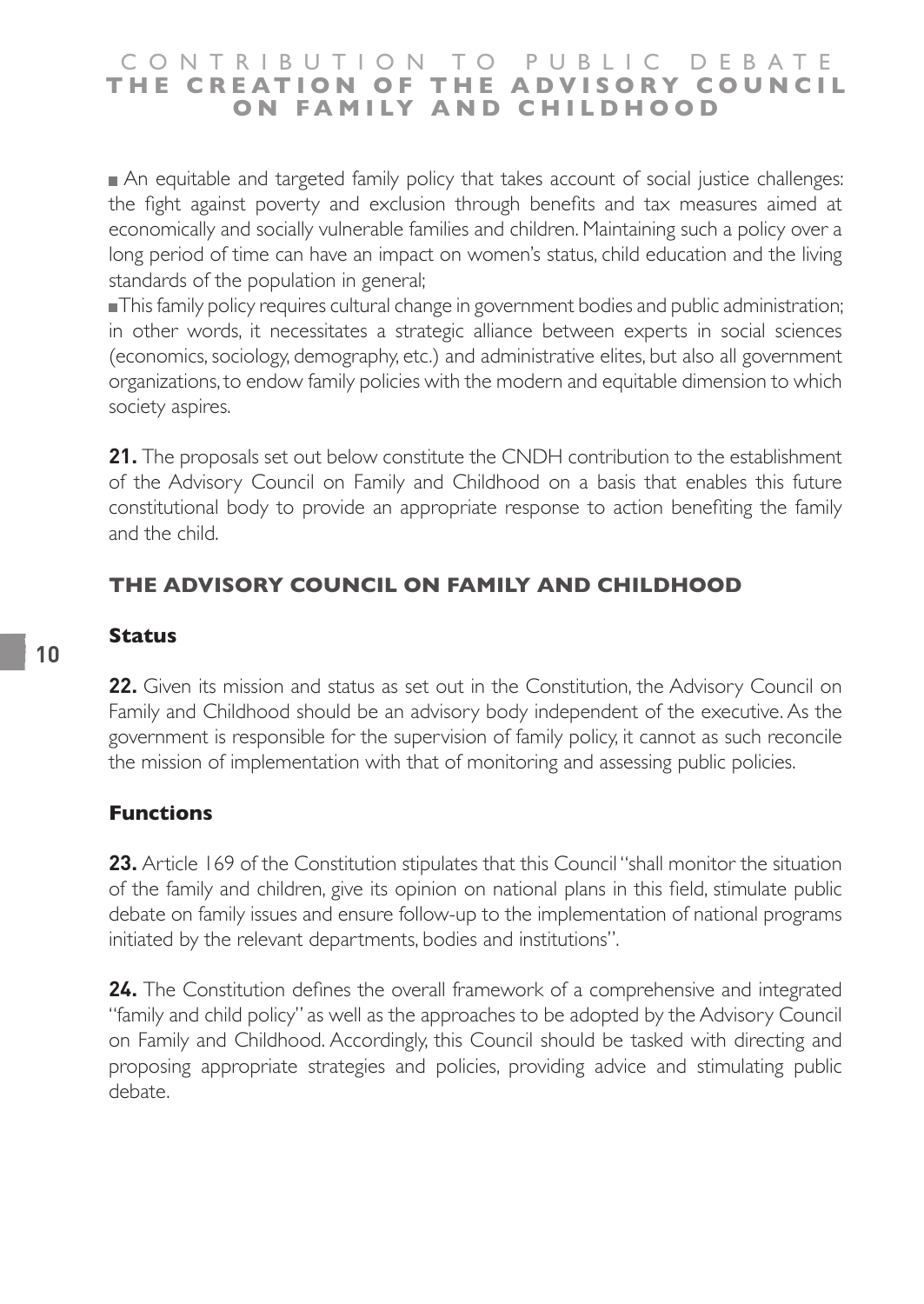- An equitable and targeted family policy that takes account of social justice challenges: the fight against poverty and exclusion through benefits and tax measures aimed at economically and socially vulnerable families and children. Maintaining such a policy over a long period of time can have an impact on women's status, child education and the living standards of the population in general;
- This family policy requires cultural change in government bodies and public administration; in other words, it necessitates a strategic alliance between experts in social sciences (economics, sociology, demography, etc.) and administrative elites, but also all government organizations, to endow family policies with the modern and equitable dimension to which society aspires.

**21.** The proposals set out below constitute the CNDH contribution to the establishment of the Advisory Council on Family and Childhood on a basis that enables this future constitutional body to provide an appropriate response to action benefiting the family and the child.

## THE ADVISORY COUNCIL ON FAMILY AND CHILDHOOD

### Status

**22.** Given its mission and status as set out in the Constitution, the Advisory Council on Family and Childhood should be an advisory body independent of the executive. As the government is responsible for the supervision of family policy, it cannot as such reconcile the mission of implementation with that of monitoring and assessing public policies.

### Functions

**23.** Article 169 of the Constitution stipulates that this Council "shall monitor the situation of the family and children, give its opinion on national plans in this field, stimulate public debate on family issues and ensure follow-up to the implementation of national programs initiated by the relevant departments, bodies and institutions".

**24.** The Constitution defines the overall framework of a comprehensive and integrated "family and child policy" as well as the approaches to be adopted by the Advisory Council on Family and Childhood. Accordingly, this Council should be tasked with directing and proposing appropriate strategies and policies, providing advice and stimulating public debate.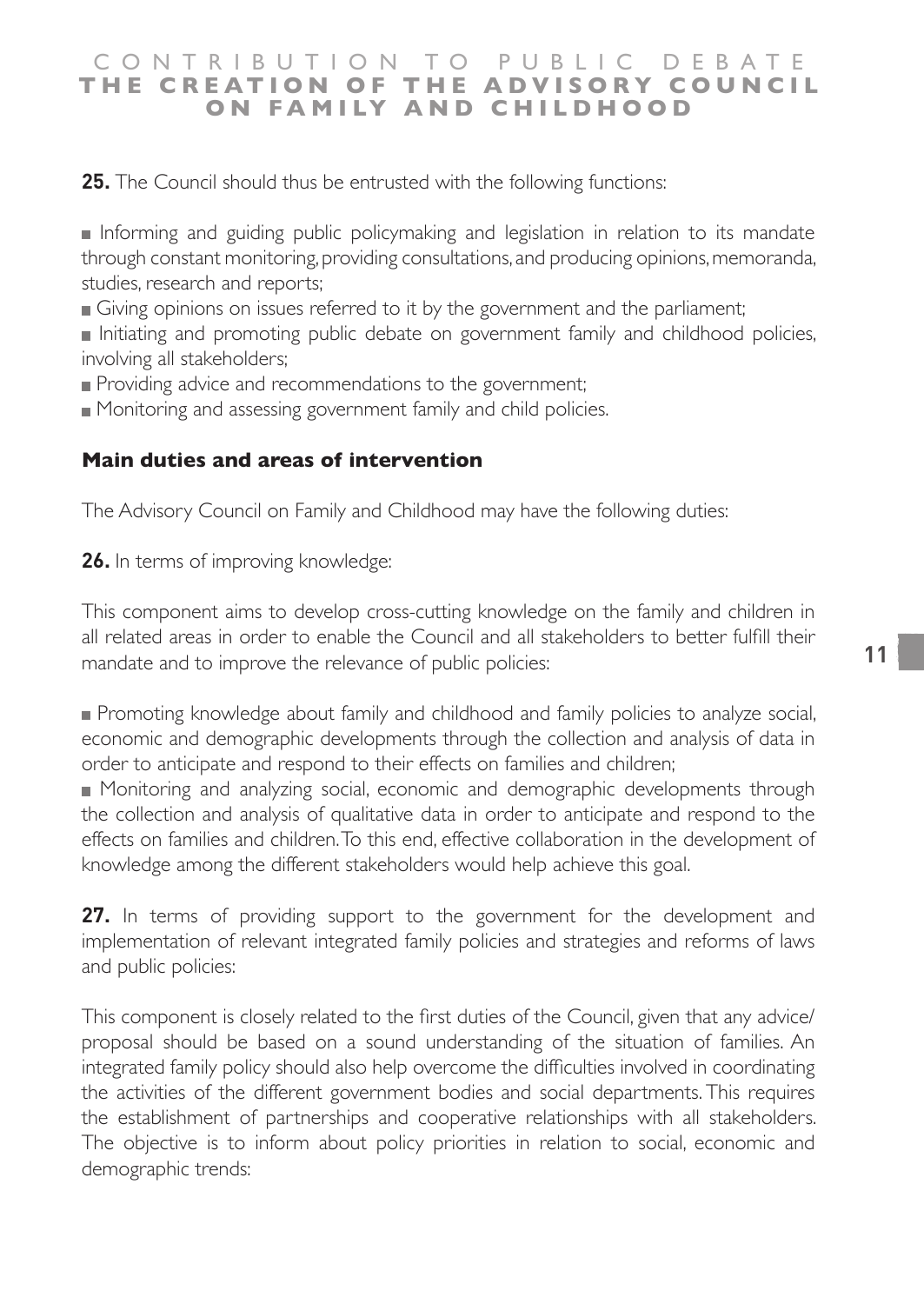**25.** The Council should thus be entrusted with the following functions:

- Informing and guiding public policymaking and legislation in relation to its mandate through constant monitoring, providing consultations, and producing opinions, memoranda, studies, research and reports;
- Giving opinions on issues referred to it by the government and the parliament;
- Initiating and promoting public debate on government family and childhood policies, involving all stakeholders;
- Providing advice and recommendations to the government;
- Monitoring and assessing government family and child policies.

### Main duties and areas of intervention

The Advisory Council on Family and Childhood may have the following duties:

**26.** In terms of improving knowledge:

This component aims to develop cross-cutting knowledge on the family and children in all related areas in order to enable the Council and all stakeholders to better fulfill their mandate and to improve the relevance of public policies:

- Promoting knowledge about family and childhood and family policies to analyze social, economic and demographic developments through the collection and analysis of data in order to anticipate and respond to their effects on families and children;
- Monitoring and analyzing social, economic and demographic developments through the collection and analysis of qualitative data in order to anticipate and respond to the effects on families and children. To this end, effective collaboration in the development of knowledge among the different stakeholders would help achieve this goal.

**27.** In terms of providing support to the government for the development and implementation of relevant integrated family policies and strategies and reforms of laws and public policies:

This component is closely related to the first duties of the Council, given that any advice/proposal should be based on a sound understanding of the situation of families. An integrated family policy should also help overcome the difficulties involved in coordinating the activities of the different government bodies and social departments. This requires the establishment of partnerships and cooperative relationships with all stakeholders. The objective is to inform about policy priorities in relation to social, economic and demographic trends: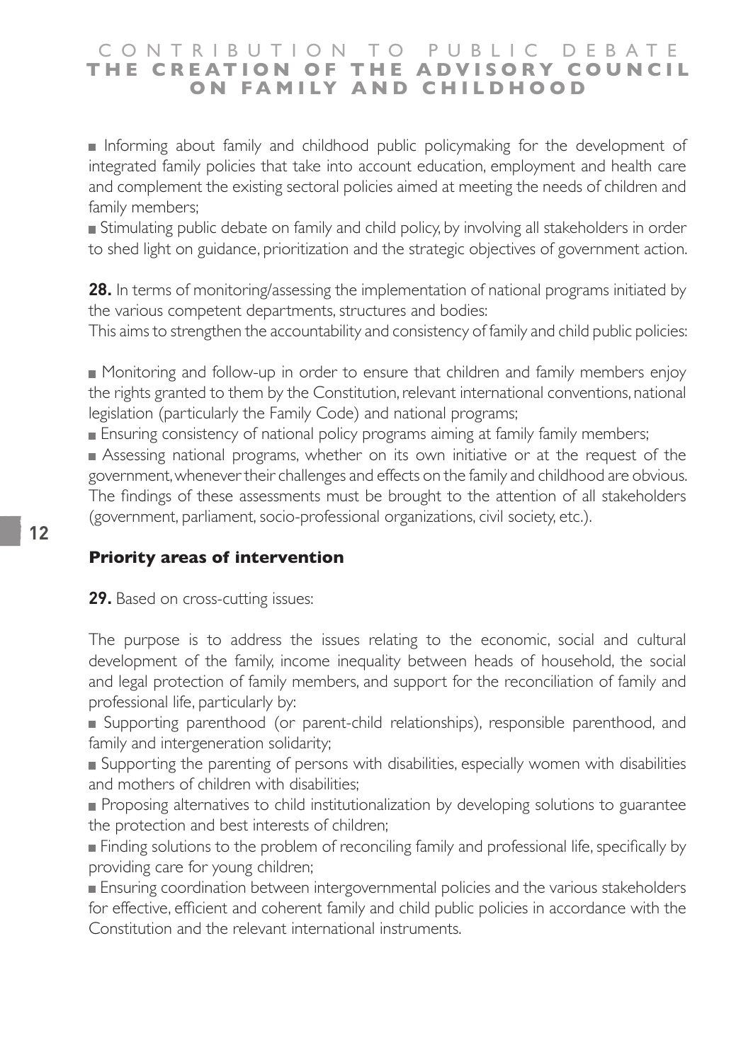- Informing about family and childhood public policymaking for the development of integrated family policies that take into account education, employment and health care and complement the existing sectoral policies aimed at meeting the needs of children and family members;
- Stimulating public debate on family and child policy, by involving all stakeholders in order to shed light on guidance, prioritization and the strategic objectives of government action.

**28.** In terms of monitoring/assessing the implementation of national programs initiated by the various competent departments, structures and bodies:

This aims to strengthen the accountability and consistency of family and child public policies:

- Monitoring and follow-up in order to ensure that children and family members enjoy the rights granted to them by the Constitution, relevant international conventions, national legislation (particularly the Family Code) and national programs;
- Ensuring consistency of national policy programs aiming at family family members;
- Assessing national programs, whether on its own initiative or at the request of the government, whenever their challenges and effects on the family and childhood are obvious. The findings of these assessments must be brought to the attention of all stakeholders (government, parliament, socio-professional organizations, civil society, etc.).

### Priority areas of intervention

**29.** Based on cross-cutting issues:

The purpose is to address the issues relating to the economic, social and cultural development of the family, income inequality between heads of household, the social and legal protection of family members, and support for the reconciliation of family and professional life, particularly by:

- Supporting parenthood (or parent-child relationships), responsible parenthood, and family and intergeneration solidarity;
- Supporting the parenting of persons with disabilities, especially women with disabilities and mothers of children with disabilities;
- Proposing alternatives to child institutionalization by developing solutions to guarantee the protection and best interests of children;
- Finding solutions to the problem of reconciling family and professional life, specifically by providing care for young children;
- Ensuring coordination between intergovernmental policies and the various stakeholders for effective, efficient and coherent family and child public policies in accordance with the Constitution and the relevant international instruments.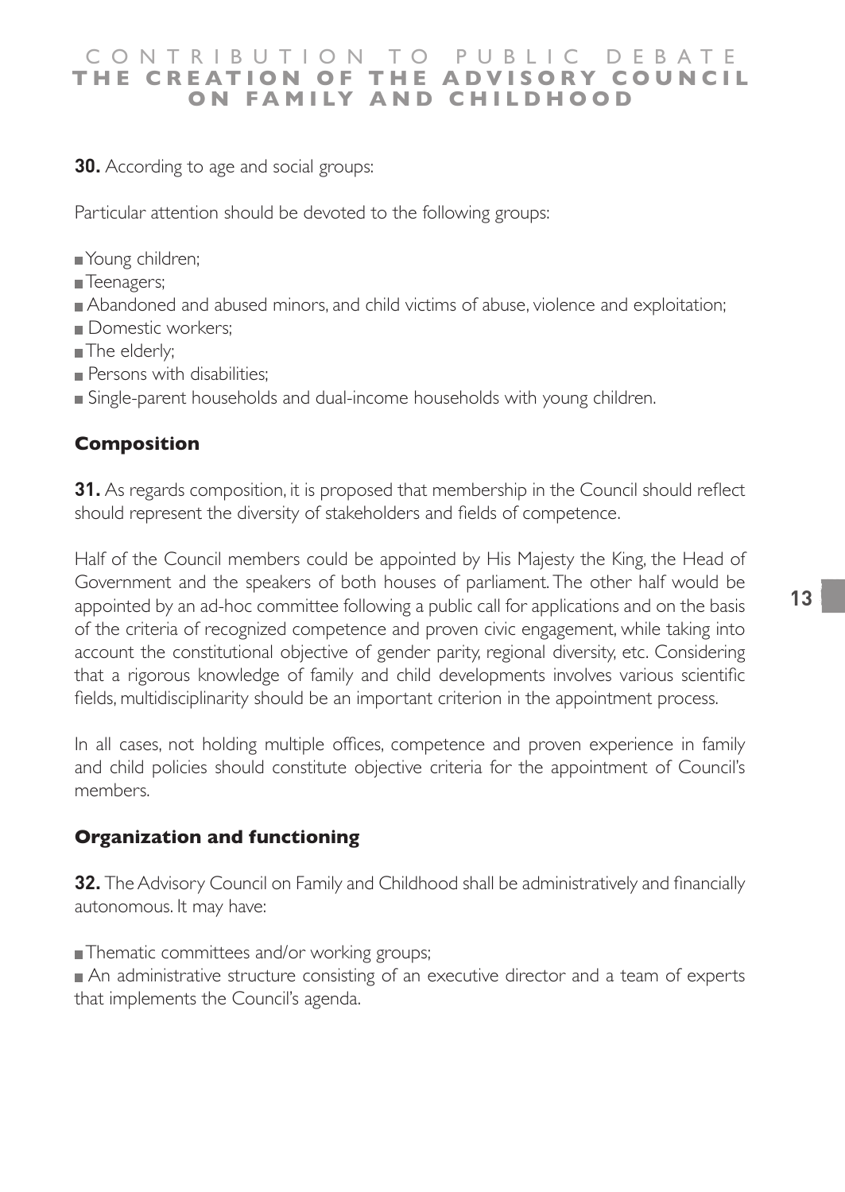**30.** According to age and social groups:

Particular attention should be devoted to the following groups:

- Young children;
- Teenagers;
- Abandoned and abused minors, and child victims of abuse, violence and exploitation;
- Domestic workers;
- The elderly;
- Persons with disabilities;
- Single-parent households and dual-income households with young children.

## Composition

**31.** As regards composition, it is proposed that membership in the Council should reflect should represent the diversity of stakeholders and fields of competence.

Half of the Council members could be appointed by His Majesty the King, the Head of Government and the speakers of both houses of parliament. The other half would be appointed by an ad-hoc committee following a public call for applications and on the basis of the criteria of recognized competence and proven civic engagement, while taking into account the constitutional objective of gender parity, regional diversity, etc. Considering that a rigorous knowledge of family and child developments involves various scientific fields, multidisciplinarity should be an important criterion in the appointment process.

In all cases, not holding multiple offices, competence and proven experience in family and child policies should constitute objective criteria for the appointment of Council's members.

## Organization and functioning

**32.** The Advisory Council on Family and Childhood shall be administratively and financially autonomous. It may have:

- Thematic committees and/or working groups;
- An administrative structure consisting of an executive director and a team of experts that implements the Council's agenda.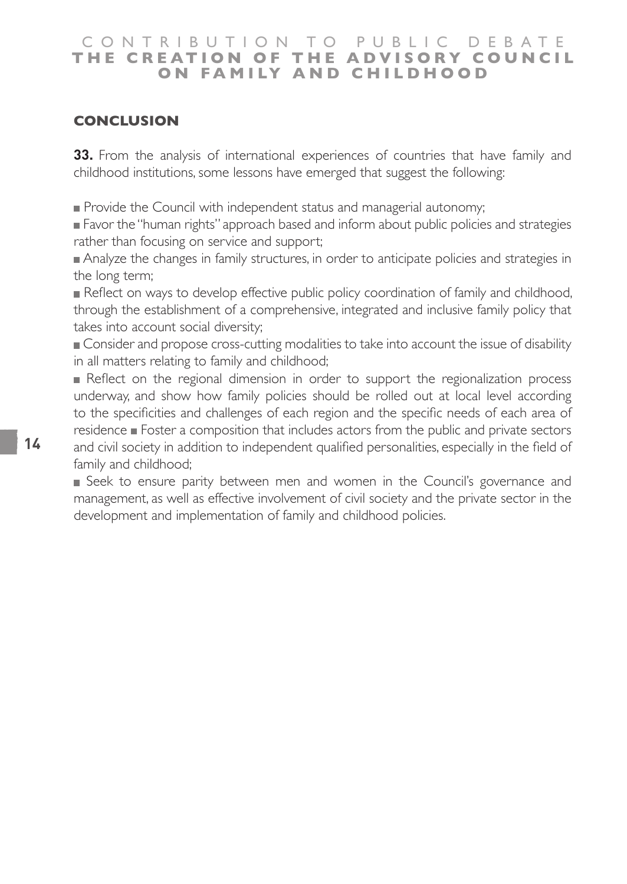## CONCLUSION

**33.** From the analysis of international experiences of countries that have family and childhood institutions, some lessons have emerged that suggest the following:

- Provide the Council with independent status and managerial autonomy;
- Favor the "human rights" approach based and inform about public policies and strategies rather than focusing on service and support;
- Analyze the changes in family structures, in order to anticipate policies and strategies in the long term;
- Reflect on ways to develop effective public policy coordination of family and childhood, through the establishment of a comprehensive, integrated and inclusive family policy that takes into account social diversity;
- Consider and propose cross-cutting modalities to take into account the issue of disability in all matters relating to family and childhood;
- Reflect on the regional dimension in order to support the regionalization process underway, and show how family policies should be rolled out at local level according to the specificities and challenges of each region and the specific needs of each area of residence
- Foster a composition that includes actors from the public and private sectors and civil society in addition to independent qualified personalities, especially in the field of family and childhood;
- Seek to ensure parity between men and women in the Council's governance and management, as well as effective involvement of civil society and the private sector in the development and implementation of family and childhood policies.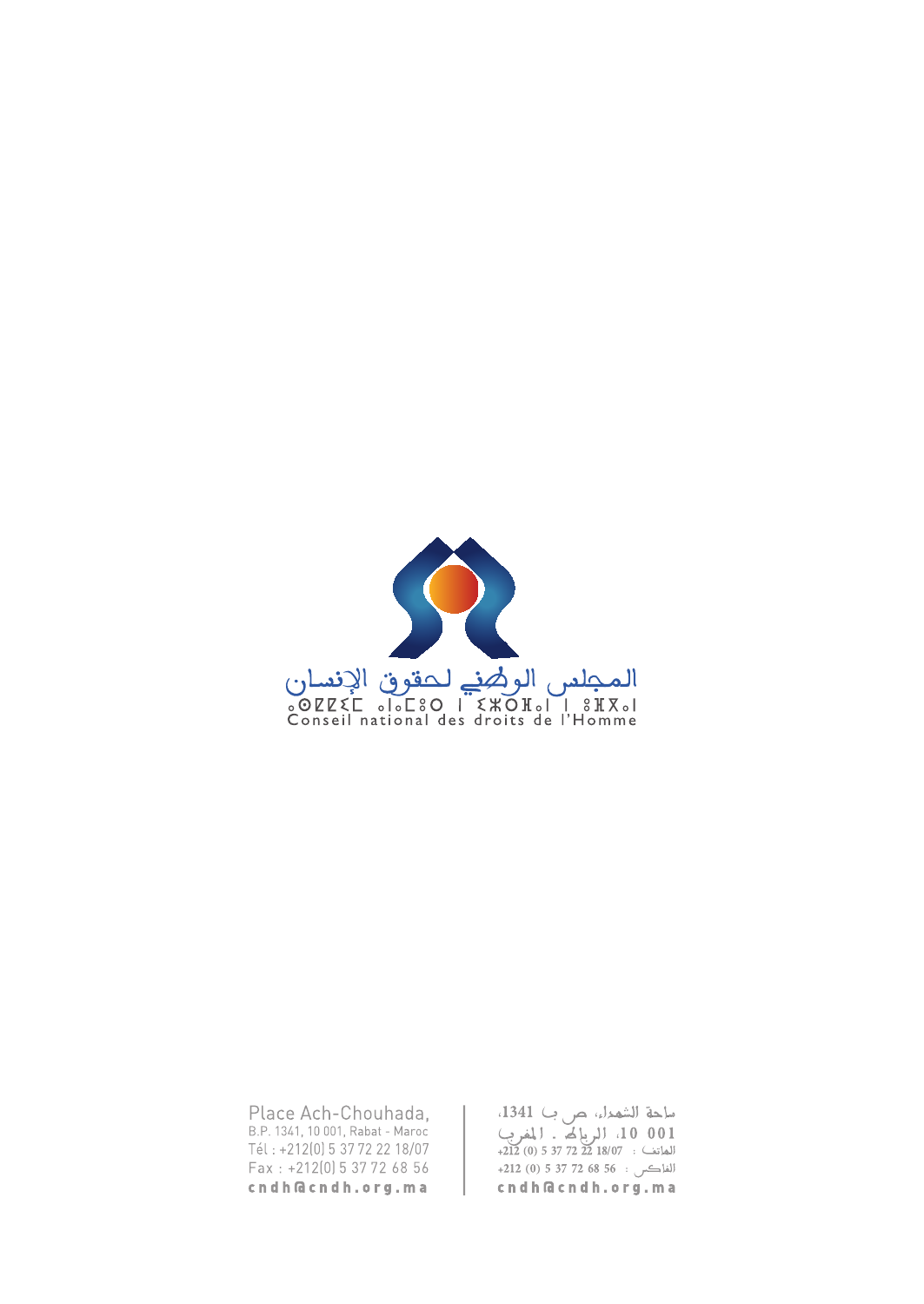المجلس الوطني لحقوق الإنسان

ⴰⵙⵙⵓⵔⵙ ⴰⵏⴰⵎⵓⵔ ⵏ ⵉⵣⵔⴼⴰⵏ ⵏ ⵓⴼⴳⴰⵏ

Conseil national des droits de l'Homme

Place Ach-Chouhada,
B.P. 1341, 10 001, Rabat - Maroc
Tél : +212(0) 5 37 72 22 18/07
Fax : +212(0) 5 37 72 68 56
cndh@cndh.org.ma

ساحة الشهداء، ص ب 1341،
10 001، الرباط . المغرب
الهاتف : 18/07 22 72 37 5 (0) 212+
الفاكس : 56 68 72 37 5 (0) 212+
cndh@cndh.org.ma